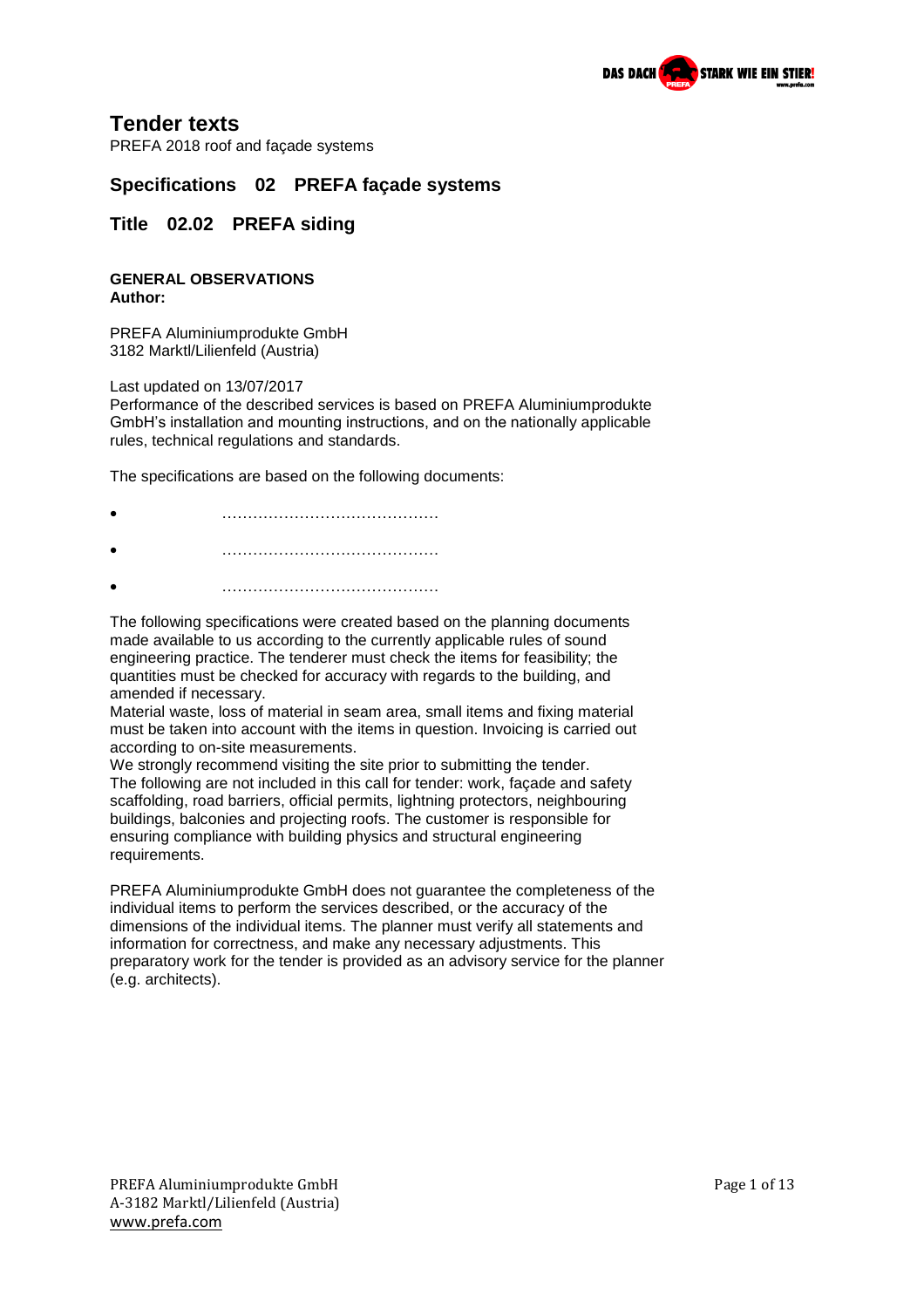# Tender texts

PREFA 2018 roof and façade systems

## Specifications 02 PREFA façade systems

## Title 02.02 PREFA siding

**GENERAL OBSERVATIONS**
**Author:**

PREFA Aluminiumprodukte GmbH
3182 Marktl/Lilienfeld (Austria)

Last updated on 13/07/2017
Performance of the described services is based on PREFA Aluminiumprodukte GmbH's installation and mounting instructions, and on the nationally applicable rules, technical regulations and standards.

The specifications are based on the following documents:

- ……………………………………
- ……………………………………
- ……………………………………

The following specifications were created based on the planning documents made available to us according to the currently applicable rules of sound engineering practice. The tenderer must check the items for feasibility; the quantities must be checked for accuracy with regards to the building, and amended if necessary.
Material waste, loss of material in seam area, small items and fixing material must be taken into account with the items in question. Invoicing is carried out according to on-site measurements.
We strongly recommend visiting the site prior to submitting the tender.
The following are not included in this call for tender: work, façade and safety scaffolding, road barriers, official permits, lightning protectors, neighbouring buildings, balconies and projecting roofs. The customer is responsible for ensuring compliance with building physics and structural engineering requirements.

PREFA Aluminiumprodukte GmbH does not guarantee the completeness of the individual items to perform the services described, or the accuracy of the dimensions of the individual items. The planner must verify all statements and information for correctness, and make any necessary adjustments. This preparatory work for the tender is provided as an advisory service for the planner (e.g. architects).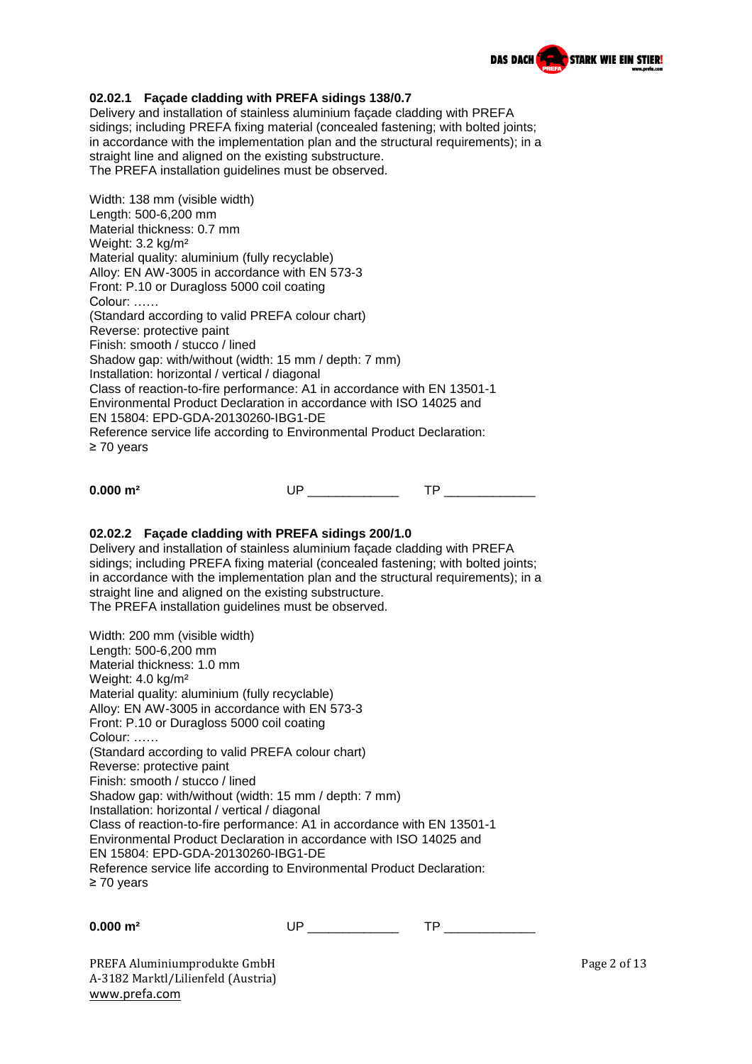### 02.02.1 Façade cladding with PREFA sidings 138/0.7

Delivery and installation of stainless aluminium façade cladding with PREFA sidings; including PREFA fixing material (concealed fastening; with bolted joints; in accordance with the implementation plan and the structural requirements); in a straight line and aligned on the existing substructure.
The PREFA installation guidelines must be observed.

Width: 138 mm (visible width)
Length: 500-6,200 mm
Material thickness: 0.7 mm
Weight: 3.2 kg/m²
Material quality: aluminium (fully recyclable)
Alloy: EN AW-3005 in accordance with EN 573-3
Front: P.10 or Duragloss 5000 coil coating
Colour: ……
(Standard according to valid PREFA colour chart)
Reverse: protective paint
Finish: smooth / stucco / lined
Shadow gap: with/without (width: 15 mm / depth: 7 mm)
Installation: horizontal / vertical / diagonal
Class of reaction-to-fire performance: A1 in accordance with EN 13501-1
Environmental Product Declaration in accordance with ISO 14025 and EN 15804: EPD-GDA-20130260-IBG1-DE
Reference service life according to Environmental Product Declaration: ≥ 70 years

**0.000 m²** UP ____________ TP ____________

### 02.02.2 Façade cladding with PREFA sidings 200/1.0

Delivery and installation of stainless aluminium façade cladding with PREFA sidings; including PREFA fixing material (concealed fastening; with bolted joints; in accordance with the implementation plan and the structural requirements); in a straight line and aligned on the existing substructure.
The PREFA installation guidelines must be observed.

Width: 200 mm (visible width)
Length: 500-6,200 mm
Material thickness: 1.0 mm
Weight: 4.0 kg/m²
Material quality: aluminium (fully recyclable)
Alloy: EN AW-3005 in accordance with EN 573-3
Front: P.10 or Duragloss 5000 coil coating
Colour: ……
(Standard according to valid PREFA colour chart)
Reverse: protective paint
Finish: smooth / stucco / lined
Shadow gap: with/without (width: 15 mm / depth: 7 mm)
Installation: horizontal / vertical / diagonal
Class of reaction-to-fire performance: A1 in accordance with EN 13501-1
Environmental Product Declaration in accordance with ISO 14025 and EN 15804: EPD-GDA-20130260-IBG1-DE
Reference service life according to Environmental Product Declaration: ≥ 70 years

**0.000 m²** UP ____________ TP ____________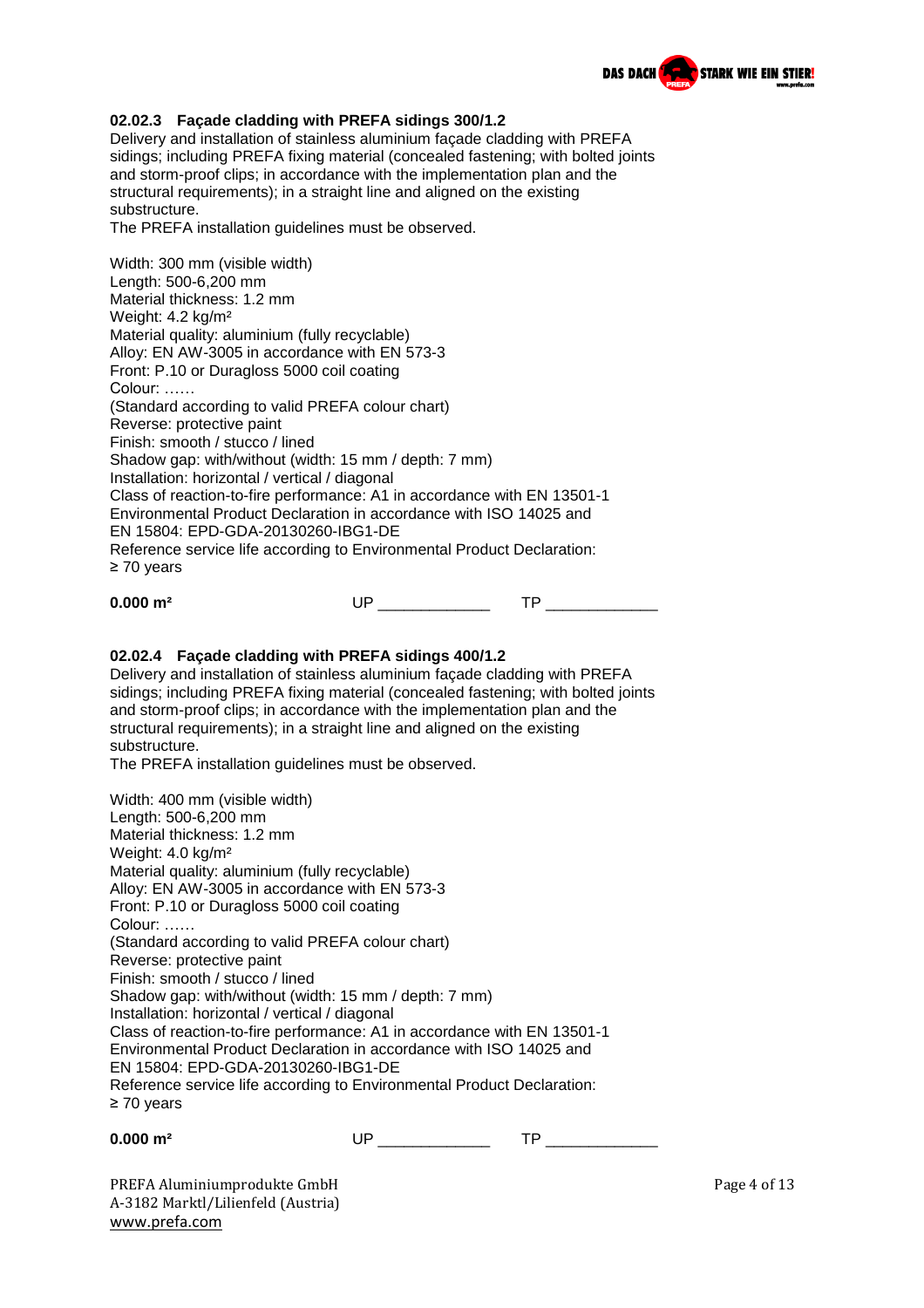### 02.02.3 Façade cladding with PREFA sidings 300/1.2

Delivery and installation of stainless aluminium façade cladding with PREFA sidings; including PREFA fixing material (concealed fastening; with bolted joints and storm-proof clips; in accordance with the implementation plan and the structural requirements); in a straight line and aligned on the existing substructure.
The PREFA installation guidelines must be observed.

Width: 300 mm (visible width)
Length: 500-6,200 mm
Material thickness: 1.2 mm
Weight: 4.2 kg/m²
Material quality: aluminium (fully recyclable)
Alloy: EN AW-3005 in accordance with EN 573-3
Front: P.10 or Duragloss 5000 coil coating
Colour: ……
(Standard according to valid PREFA colour chart)
Reverse: protective paint
Finish: smooth / stucco / lined
Shadow gap: with/without (width: 15 mm / depth: 7 mm)
Installation: horizontal / vertical / diagonal
Class of reaction-to-fire performance: A1 in accordance with EN 13501-1
Environmental Product Declaration in accordance with ISO 14025 and EN 15804: EPD-GDA-20130260-IBG1-DE
Reference service life according to Environmental Product Declaration: ≥ 70 years

**0.000 m²** UP _____________ TP _____________

### 02.02.4 Façade cladding with PREFA sidings 400/1.2

Delivery and installation of stainless aluminium façade cladding with PREFA sidings; including PREFA fixing material (concealed fastening; with bolted joints and storm-proof clips; in accordance with the implementation plan and the structural requirements); in a straight line and aligned on the existing substructure.
The PREFA installation guidelines must be observed.

Width: 400 mm (visible width)
Length: 500-6,200 mm
Material thickness: 1.2 mm
Weight: 4.0 kg/m²
Material quality: aluminium (fully recyclable)
Alloy: EN AW-3005 in accordance with EN 573-3
Front: P.10 or Duragloss 5000 coil coating
Colour: ……
(Standard according to valid PREFA colour chart)
Reverse: protective paint
Finish: smooth / stucco / lined
Shadow gap: with/without (width: 15 mm / depth: 7 mm)
Installation: horizontal / vertical / diagonal
Class of reaction-to-fire performance: A1 in accordance with EN 13501-1
Environmental Product Declaration in accordance with ISO 14025 and EN 15804: EPD-GDA-20130260-IBG1-DE
Reference service life according to Environmental Product Declaration: ≥ 70 years

**0.000 m²** UP _____________ TP _____________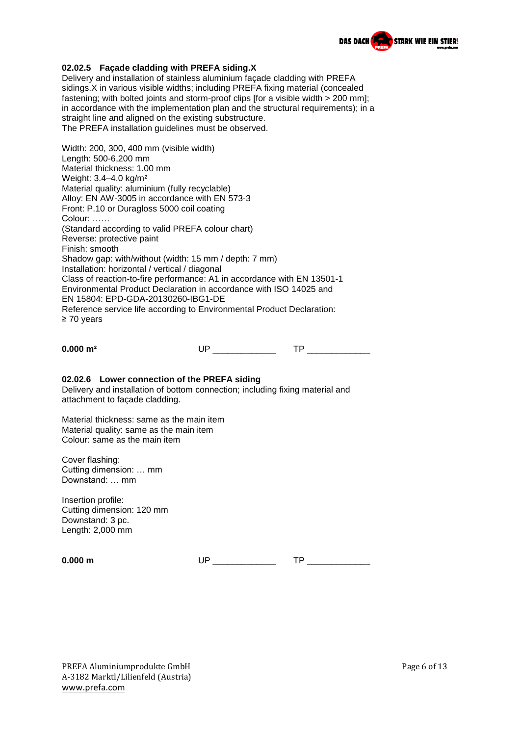### 02.02.5 Façade cladding with PREFA siding.X

Delivery and installation of stainless aluminium façade cladding with PREFA sidings.X in various visible widths; including PREFA fixing material (concealed fastening; with bolted joints and storm-proof clips [for a visible width > 200 mm]; in accordance with the implementation plan and the structural requirements); in a straight line and aligned on the existing substructure.
The PREFA installation guidelines must be observed.

Width: 200, 300, 400 mm (visible width)
Length: 500-6,200 mm
Material thickness: 1.00 mm
Weight: 3.4–4.0 kg/m²
Material quality: aluminium (fully recyclable)
Alloy: EN AW-3005 in accordance with EN 573-3
Front: P.10 or Duragloss 5000 coil coating
Colour: ……
(Standard according to valid PREFA colour chart)
Reverse: protective paint
Finish: smooth
Shadow gap: with/without (width: 15 mm / depth: 7 mm)
Installation: horizontal / vertical / diagonal
Class of reaction-to-fire performance: A1 in accordance with EN 13501-1
Environmental Product Declaration in accordance with ISO 14025 and EN 15804: EPD-GDA-20130260-IBG1-DE
Reference service life according to Environmental Product Declaration: ≥ 70 years

**0.000 m²** UP _____________ TP _____________

### 02.02.6 Lower connection of the PREFA siding

Delivery and installation of bottom connection; including fixing material and attachment to façade cladding.

Material thickness: same as the main item
Material quality: same as the main item
Colour: same as the main item

Cover flashing:
Cutting dimension: … mm
Downstand: … mm

Insertion profile:
Cutting dimension: 120 mm
Downstand: 3 pc.
Length: 2,000 mm

**0.000 m** UP _____________ TP _____________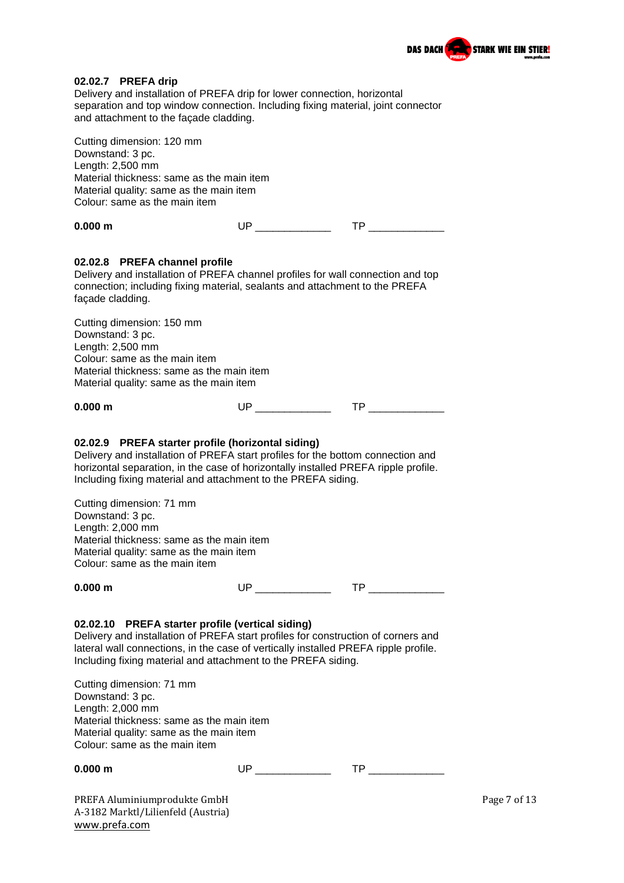### 02.02.7 PREFA drip

Delivery and installation of PREFA drip for lower connection, horizontal separation and top window connection. Including fixing material, joint connector and attachment to the façade cladding.

Cutting dimension: 120 mm
Downstand: 3 pc.
Length: 2,500 mm
Material thickness: same as the main item
Material quality: same as the main item
Colour: same as the main item

**0.000 m** UP _____________ TP _____________

### 02.02.8 PREFA channel profile

Delivery and installation of PREFA channel profiles for wall connection and top connection; including fixing material, sealants and attachment to the PREFA façade cladding.

Cutting dimension: 150 mm
Downstand: 3 pc.
Length: 2,500 mm
Colour: same as the main item
Material thickness: same as the main item
Material quality: same as the main item

**0.000 m** UP _____________ TP _____________

### 02.02.9 PREFA starter profile (horizontal siding)

Delivery and installation of PREFA start profiles for the bottom connection and horizontal separation, in the case of horizontally installed PREFA ripple profile. Including fixing material and attachment to the PREFA siding.

Cutting dimension: 71 mm
Downstand: 3 pc.
Length: 2,000 mm
Material thickness: same as the main item
Material quality: same as the main item
Colour: same as the main item

**0.000 m** UP _____________ TP _____________

### 02.02.10 PREFA starter profile (vertical siding)

Delivery and installation of PREFA start profiles for construction of corners and lateral wall connections, in the case of vertically installed PREFA ripple profile. Including fixing material and attachment to the PREFA siding.

Cutting dimension: 71 mm
Downstand: 3 pc.
Length: 2,000 mm
Material thickness: same as the main item
Material quality: same as the main item
Colour: same as the main item

**0.000 m** UP _____________ TP _____________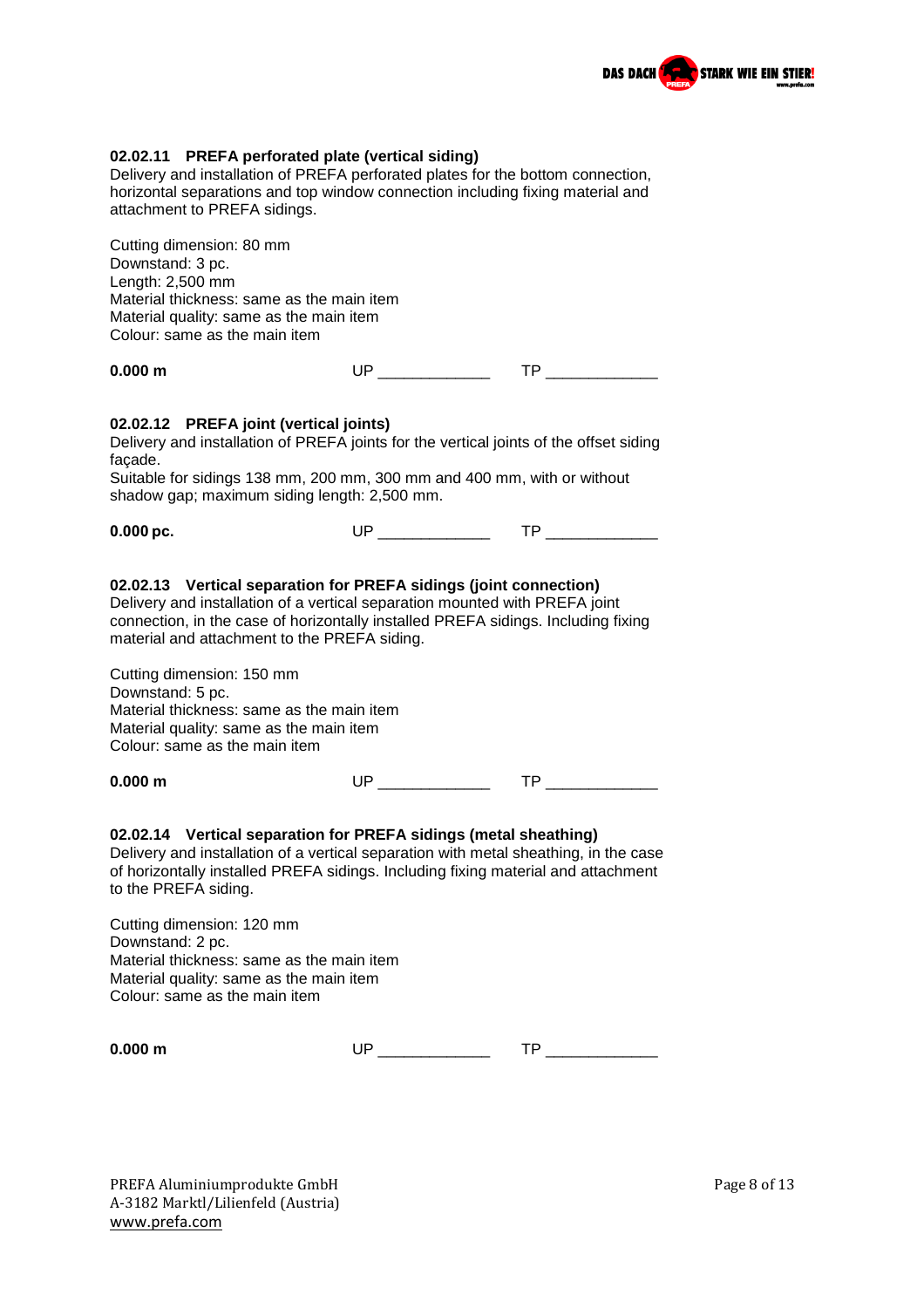### 02.02.11 PREFA perforated plate (vertical siding)

Delivery and installation of PREFA perforated plates for the bottom connection, horizontal separations and top window connection including fixing material and attachment to PREFA sidings.

Cutting dimension: 80 mm
Downstand: 3 pc.
Length: 2,500 mm
Material thickness: same as the main item
Material quality: same as the main item
Colour: same as the main item

**0.000 m** UP _____________ TP _____________

### 02.02.12 PREFA joint (vertical joints)

Delivery and installation of PREFA joints for the vertical joints of the offset siding façade.
Suitable for sidings 138 mm, 200 mm, 300 mm and 400 mm, with or without shadow gap; maximum siding length: 2,500 mm.

**0.000 pc.** UP _____________ TP _____________

### 02.02.13 Vertical separation for PREFA sidings (joint connection)

Delivery and installation of a vertical separation mounted with PREFA joint connection, in the case of horizontally installed PREFA sidings. Including fixing material and attachment to the PREFA siding.

Cutting dimension: 150 mm
Downstand: 5 pc.
Material thickness: same as the main item
Material quality: same as the main item
Colour: same as the main item

**0.000 m** UP _____________ TP _____________

### 02.02.14 Vertical separation for PREFA sidings (metal sheathing)

Delivery and installation of a vertical separation with metal sheathing, in the case of horizontally installed PREFA sidings. Including fixing material and attachment to the PREFA siding.

Cutting dimension: 120 mm
Downstand: 2 pc.
Material thickness: same as the main item
Material quality: same as the main item
Colour: same as the main item

**0.000 m** UP _____________ TP _____________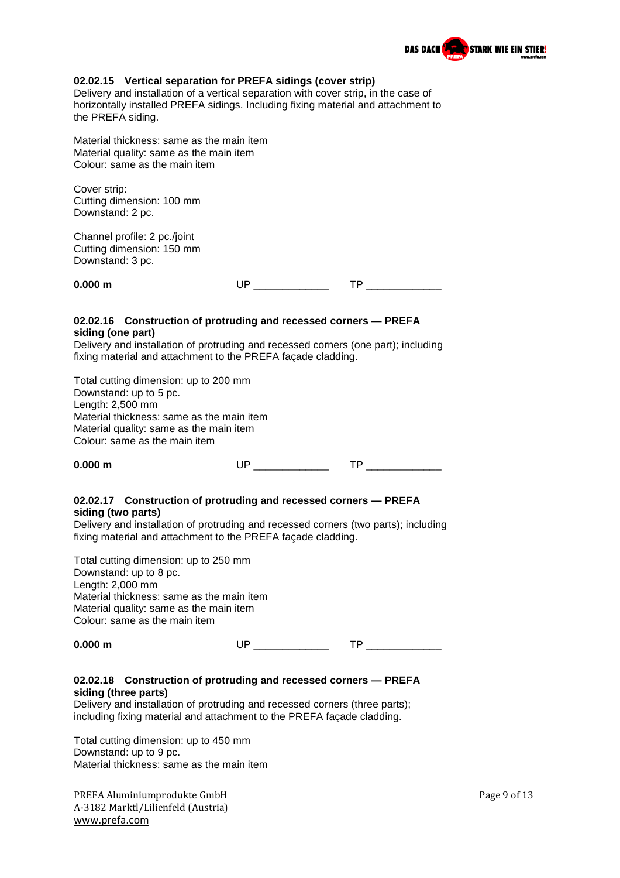**02.02.15 Vertical separation for PREFA sidings (cover strip)**

Delivery and installation of a vertical separation with cover strip, in the case of horizontally installed PREFA sidings. Including fixing material and attachment to the PREFA siding.

Material thickness: same as the main item
Material quality: same as the main item
Colour: same as the main item

Cover strip:
Cutting dimension: 100 mm
Downstand: 2 pc.

Channel profile: 2 pc./joint
Cutting dimension: 150 mm
Downstand: 3 pc.

**0.000 m** UP _____________ TP _____________

**02.02.16 Construction of protruding and recessed corners — PREFA siding (one part)**

Delivery and installation of protruding and recessed corners (one part); including fixing material and attachment to the PREFA façade cladding.

Total cutting dimension: up to 200 mm
Downstand: up to 5 pc.
Length: 2,500 mm
Material thickness: same as the main item
Material quality: same as the main item
Colour: same as the main item

**0.000 m** UP _____________ TP _____________

**02.02.17 Construction of protruding and recessed corners — PREFA siding (two parts)**

Delivery and installation of protruding and recessed corners (two parts); including fixing material and attachment to the PREFA façade cladding.

Total cutting dimension: up to 250 mm
Downstand: up to 8 pc.
Length: 2,000 mm
Material thickness: same as the main item
Material quality: same as the main item
Colour: same as the main item

**0.000 m** UP _____________ TP _____________

**02.02.18 Construction of protruding and recessed corners — PREFA siding (three parts)**

Delivery and installation of protruding and recessed corners (three parts); including fixing material and attachment to the PREFA façade cladding.

Total cutting dimension: up to 450 mm
Downstand: up to 9 pc.
Material thickness: same as the main item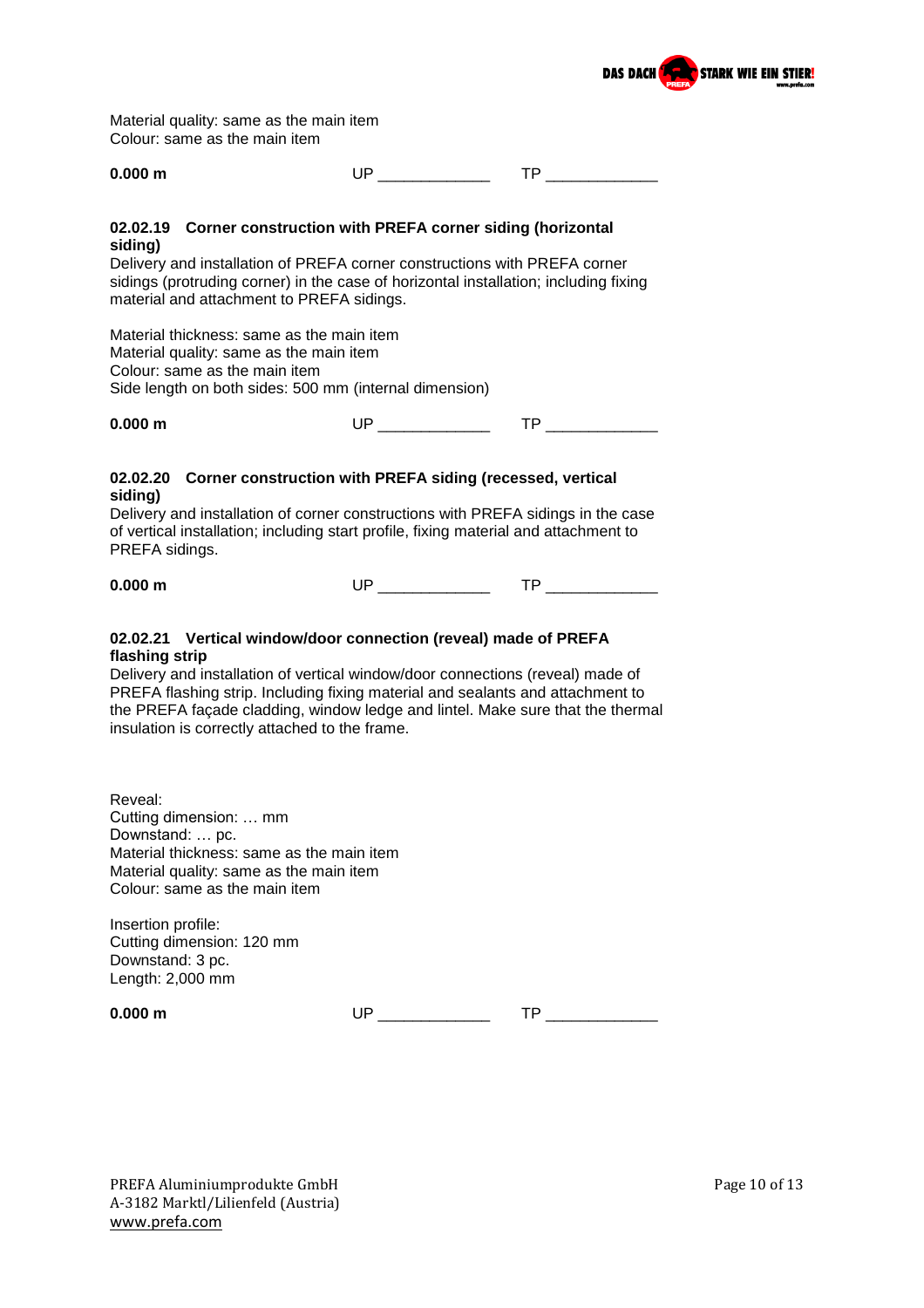Material quality: same as the main item
Colour: same as the main item

**0.000 m** UP _____________ TP _____________

### 02.02.19 Corner construction with PREFA corner siding (horizontal siding)

Delivery and installation of PREFA corner constructions with PREFA corner sidings (protruding corner) in the case of horizontal installation; including fixing material and attachment to PREFA sidings.

Material thickness: same as the main item
Material quality: same as the main item
Colour: same as the main item
Side length on both sides: 500 mm (internal dimension)

**0.000 m** UP _____________ TP _____________

### 02.02.20 Corner construction with PREFA siding (recessed, vertical siding)

Delivery and installation of corner constructions with PREFA sidings in the case of vertical installation; including start profile, fixing material and attachment to PREFA sidings.

**0.000 m** UP _____________ TP _____________

### 02.02.21 Vertical window/door connection (reveal) made of PREFA flashing strip

Delivery and installation of vertical window/door connections (reveal) made of PREFA flashing strip. Including fixing material and sealants and attachment to the PREFA façade cladding, window ledge and lintel. Make sure that the thermal insulation is correctly attached to the frame.

Reveal:
Cutting dimension: … mm
Downstand: … pc.
Material thickness: same as the main item
Material quality: same as the main item
Colour: same as the main item

Insertion profile:
Cutting dimension: 120 mm
Downstand: 3 pc.
Length: 2,000 mm

**0.000 m** UP _____________ TP _____________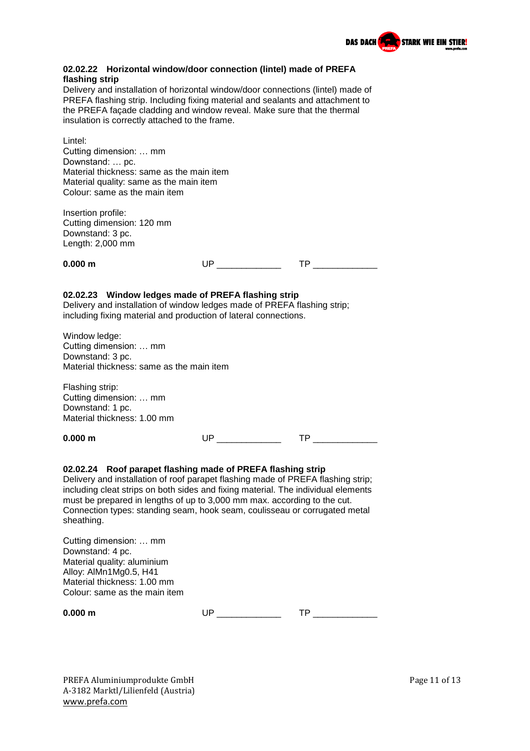### 02.02.22 Horizontal window/door connection (lintel) made of PREFA flashing strip

Delivery and installation of horizontal window/door connections (lintel) made of PREFA flashing strip. Including fixing material and sealants and attachment to the PREFA façade cladding and window reveal. Make sure that the thermal insulation is correctly attached to the frame.

Lintel:
Cutting dimension: … mm
Downstand: … pc.
Material thickness: same as the main item
Material quality: same as the main item
Colour: same as the main item

Insertion profile:
Cutting dimension: 120 mm
Downstand: 3 pc.
Length: 2,000 mm

**0.000 m** UP ____________ TP ____________

### 02.02.23 Window ledges made of PREFA flashing strip

Delivery and installation of window ledges made of PREFA flashing strip; including fixing material and production of lateral connections.

Window ledge:
Cutting dimension: … mm
Downstand: 3 pc.
Material thickness: same as the main item

Flashing strip:
Cutting dimension: … mm
Downstand: 1 pc.
Material thickness: 1.00 mm

**0.000 m** UP ____________ TP ____________

### 02.02.24 Roof parapet flashing made of PREFA flashing strip

Delivery and installation of roof parapet flashing made of PREFA flashing strip; including cleat strips on both sides and fixing material. The individual elements must be prepared in lengths of up to 3,000 mm max. according to the cut. Connection types: standing seam, hook seam, coulisseau or corrugated metal sheathing.

Cutting dimension: … mm
Downstand: 4 pc.
Material quality: aluminium
Alloy: AlMn1Mg0.5, H41
Material thickness: 1.00 mm
Colour: same as the main item

**0.000 m** UP ____________ TP ____________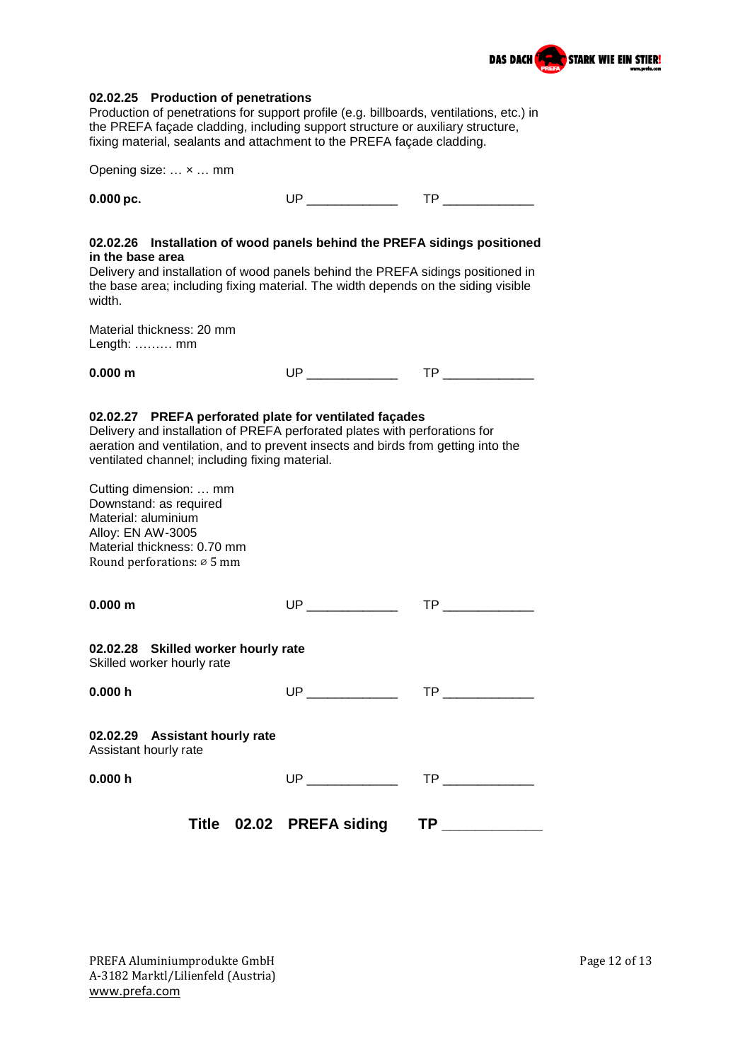**02.02.25 Production of penetrations**
Production of penetrations for support profile (e.g. billboards, ventilations, etc.) in the PREFA façade cladding, including support structure or auxiliary structure, fixing material, sealants and attachment to the PREFA façade cladding.

Opening size: … × … mm

**0.000 pc.** UP ____________ TP ____________

**02.02.26 Installation of wood panels behind the PREFA sidings positioned in the base area**
Delivery and installation of wood panels behind the PREFA sidings positioned in the base area; including fixing material. The width depends on the siding visible width.

Material thickness: 20 mm
Length: ……… mm

**0.000 m** UP ____________ TP ____________

**02.02.27 PREFA perforated plate for ventilated façades**
Delivery and installation of PREFA perforated plates with perforations for aeration and ventilation, and to prevent insects and birds from getting into the ventilated channel; including fixing material.

Cutting dimension: … mm
Downstand: as required
Material: aluminium
Alloy: EN AW-3005
Material thickness: 0.70 mm
Round perforations: ⌀ 5 mm

**0.000 m** UP ____________ TP ____________

**02.02.28 Skilled worker hourly rate**
Skilled worker hourly rate

**0.000 h** UP ____________ TP ____________

**02.02.29 Assistant hourly rate**
Assistant hourly rate

**0.000 h** UP ____________ TP ____________

**Title 02.02 PREFA siding TP ____________**

PREFA Aluminiumprodukte GmbH
A-3182 Marktl/Lilienfeld (Austria)
www.prefa.com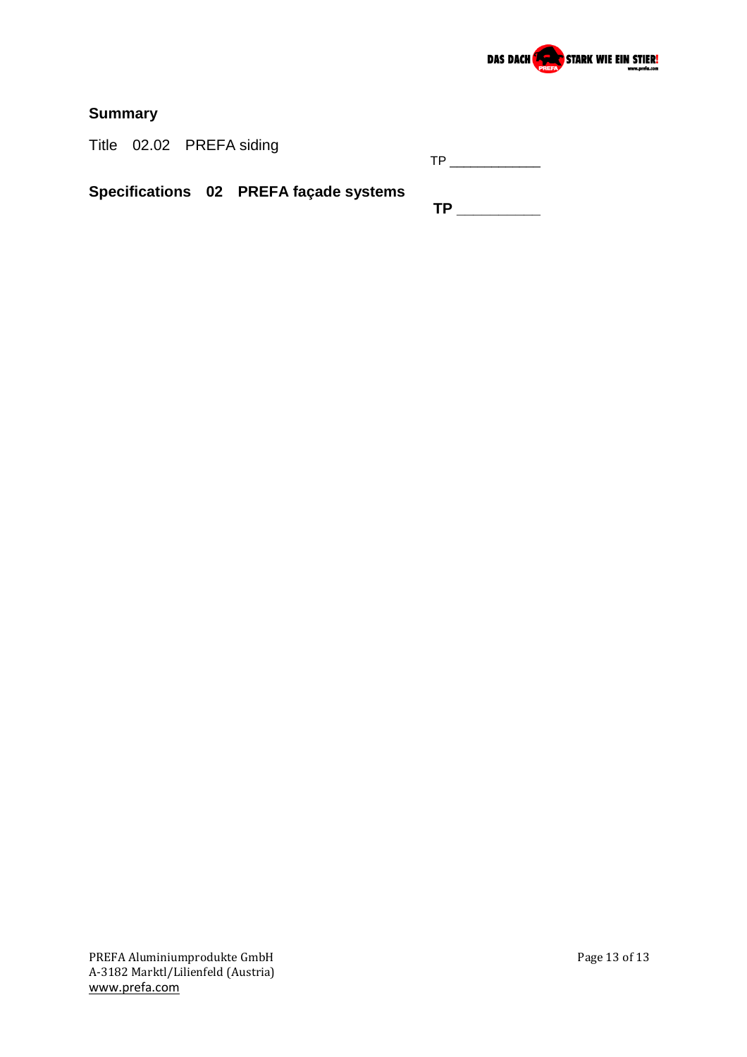## Summary

Title 02.02 PREFA siding

TP ____________

**Specifications 02 PREFA façade systems**

**TP** __________

PREFA Aluminiumprodukte GmbH
A-3182 Marktl/Lilienfeld (Austria)
www.prefa.com